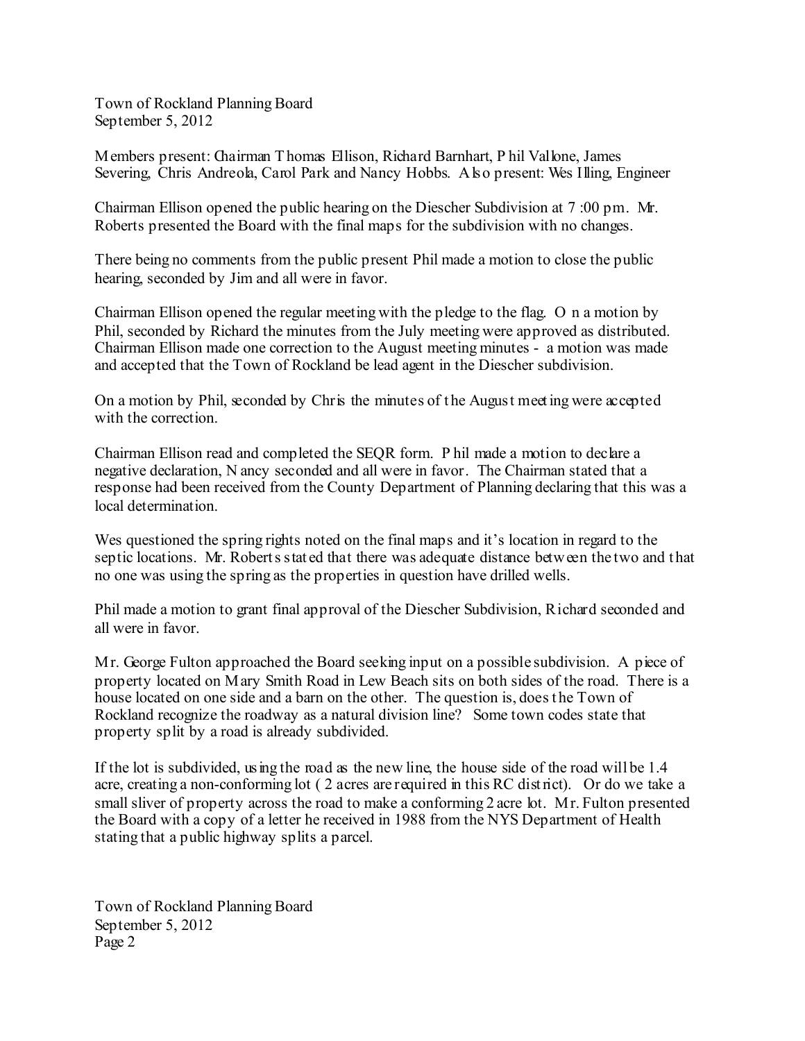Town of Rockland Planning Board
September 5, 2012

Members present: Chairman Thomas Ellison, Richard Barnhart, Phil Vallone, James Severing, Chris Andreola, Carol Park and Nancy Hobbs. Also present: Wes Illing, Engineer

Chairman Ellison opened the public hearing on the Diescher Subdivision at 7 :00 pm. Mr. Roberts presented the Board with the final maps for the subdivision with no changes.

There being no comments from the public present Phil made a motion to close the public hearing, seconded by Jim and all were in favor.

Chairman Ellison opened the regular meeting with the pledge to the flag. On a motion by Phil, seconded by Richard the minutes from the July meeting were approved as distributed. Chairman Ellison made one correction to the August meeting minutes - a motion was made and accepted that the Town of Rockland be lead agent in the Diescher subdivision.

On a motion by Phil, seconded by Chris the minutes of the August meeting were accepted with the correction.

Chairman Ellison read and completed the SEQR form. Phil made a motion to declare a negative declaration, Nancy seconded and all were in favor. The Chairman stated that a response had been received from the County Department of Planning declaring that this was a local determination.

Wes questioned the spring rights noted on the final maps and it's location in regard to the septic locations. Mr. Roberts stated that there was adequate distance between the two and that no one was using the spring as the properties in question have drilled wells.

Phil made a motion to grant final approval of the Diescher Subdivision, Richard seconded and all were in favor.

Mr. George Fulton approached the Board seeking input on a possible subdivision. A piece of property located on Mary Smith Road in Lew Beach sits on both sides of the road. There is a house located on one side and a barn on the other. The question is, does the Town of Rockland recognize the roadway as a natural division line? Some town codes state that property split by a road is already subdivided.

If the lot is subdivided, using the road as the new line, the house side of the road will be 1.4 acre, creating a non-conforming lot ( 2 acres are required in this RC district). Or do we take a small sliver of property across the road to make a conforming 2 acre lot. Mr. Fulton presented the Board with a copy of a letter he received in 1988 from the NYS Department of Health stating that a public highway splits a parcel.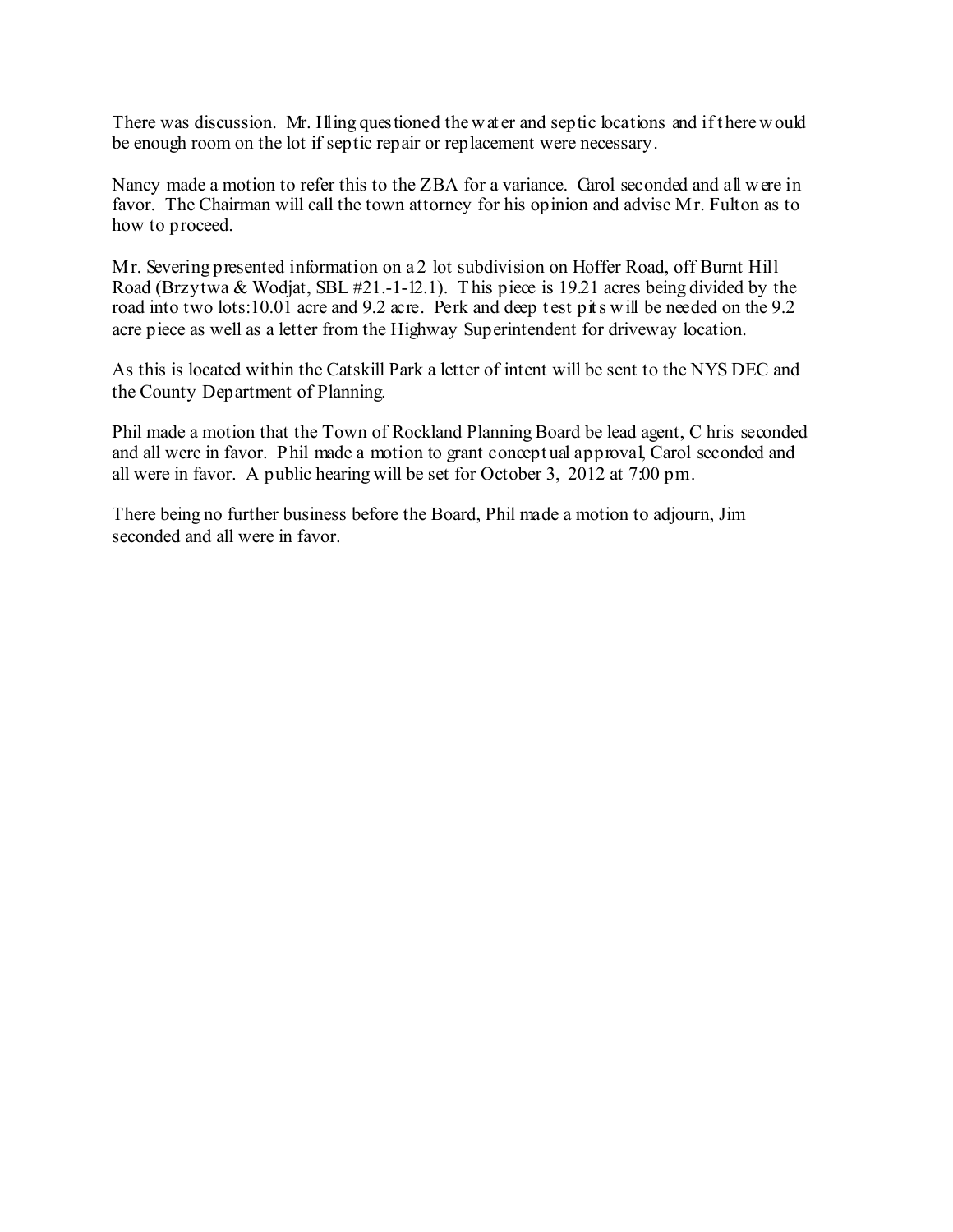There was discussion. Mr. Illing questioned the water and septic locations and if there would be enough room on the lot if septic repair or replacement were necessary.

Nancy made a motion to refer this to the ZBA for a variance. Carol seconded and all were in favor. The Chairman will call the town attorney for his opinion and advise Mr. Fulton as to how to proceed.

Mr. Severing presented information on a 2 lot subdivision on Hoffer Road, off Burnt Hill Road (Brzytwa & Wodjat, SBL #21.-1-12.1). This piece is 19.21 acres being divided by the road into two lots:10.01 acre and 9.2 acre. Perk and deep test pits will be needed on the 9.2 acre piece as well as a letter from the Highway Superintendent for driveway location.

As this is located within the Catskill Park a letter of intent will be sent to the NYS DEC and the County Department of Planning.

Phil made a motion that the Town of Rockland Planning Board be lead agent, Chris seconded and all were in favor. Phil made a motion to grant conceptual approval, Carol seconded and all were in favor. A public hearing will be set for October 3, 2012 at 7:00 pm.

There being no further business before the Board, Phil made a motion to adjourn, Jim seconded and all were in favor.